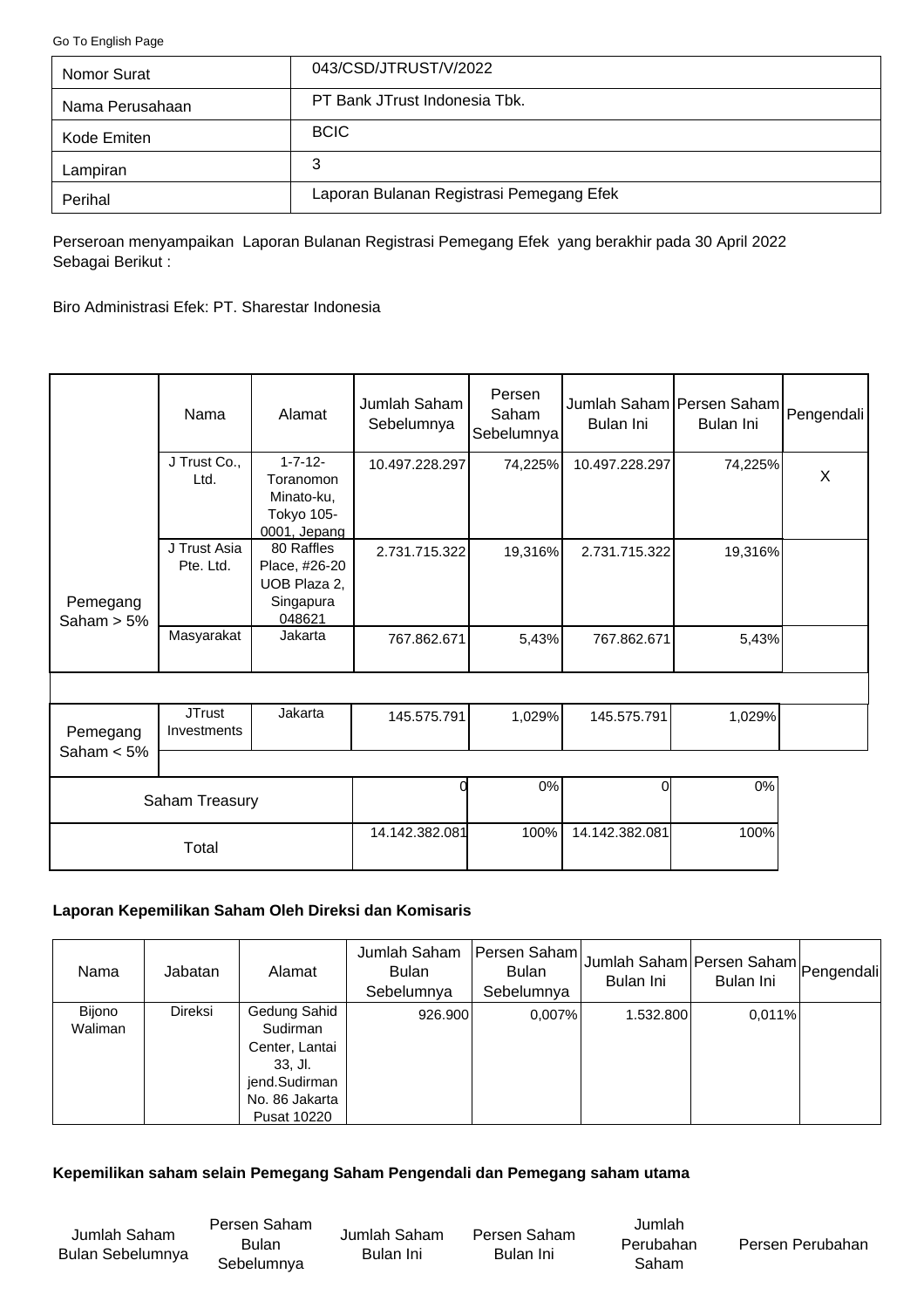Go To English Page

| Nomor Surat | 043/CSD/JTRUST/V/2022 |
|---|---|
| Nama Perusahaan | PT Bank JTrust Indonesia Tbk. |
| Kode Emiten | BCIC |
| Lampiran | 3 |
| Perihal | Laporan Bulanan Registrasi Pemegang Efek |

Perseroan menyampaikan Laporan Bulanan Registrasi Pemegang Efek yang berakhir pada 30 April 2022 Sebagai Berikut :

Biro Administrasi Efek: PT. Sharestar Indonesia

| | Nama | Alamat | Jumlah Saham Sebelumnya | Persen Saham Sebelumnya | Jumlah Saham Bulan Ini | Persen Saham Bulan Ini | Pengendali |
|---|---|---|---|---|---|---|---|
| Pemegang Saham > 5% | J Trust Co., Ltd. | 1-7-12- Toranomon Minato-ku, Tokyo 105-0001, Jepang | 10.497.228.297 | 74,225% | 10.497.228.297 | 74,225% | X |
| | J Trust Asia Pte. Ltd. | 80 Raffles Place, #26-20 UOB Plaza 2, Singapura 048621 | 2.731.715.322 | 19,316% | 2.731.715.322 | 19,316% | |
| | Masyarakat | Jakarta | 767.862.671 | 5,43% | 767.862.671 | 5,43% | |
| Pemegang Saham < 5% | JTrust Investments | Jakarta | 145.575.791 | 1,029% | 145.575.791 | 1,029% | |
| Saham Treasury | | | 0 | 0% | 0 | 0% | |
| Total | | | 14.142.382.081 | 100% | 14.142.382.081 | 100% | |

**Laporan Kepemilikan Saham Oleh Direksi dan Komisaris**

| Nama | Jabatan | Alamat | Jumlah Saham Bulan Sebelumnya | Persen Saham Bulan Sebelumnya | Jumlah Saham Bulan Ini | Persen Saham Bulan Ini | Pengendali |
|---|---|---|---|---|---|---|---|
| Bijono Waliman | Direksi | Gedung Sahid Sudirman Center, Lantai 33, Jl. jend.Sudirman No. 86 Jakarta Pusat 10220 | 926.900 | 0,007% | 1.532.800 | 0,011% | |

**Kepemilikan saham selain Pemegang Saham Pengendali dan Pemegang saham utama**

| Jumlah Saham Bulan Sebelumnya | Persen Saham Bulan Sebelumnya | Jumlah Saham Bulan Ini | Persen Saham Bulan Ini | Jumlah Perubahan Saham | Persen Perubahan |
|---|---|---|---|---|---|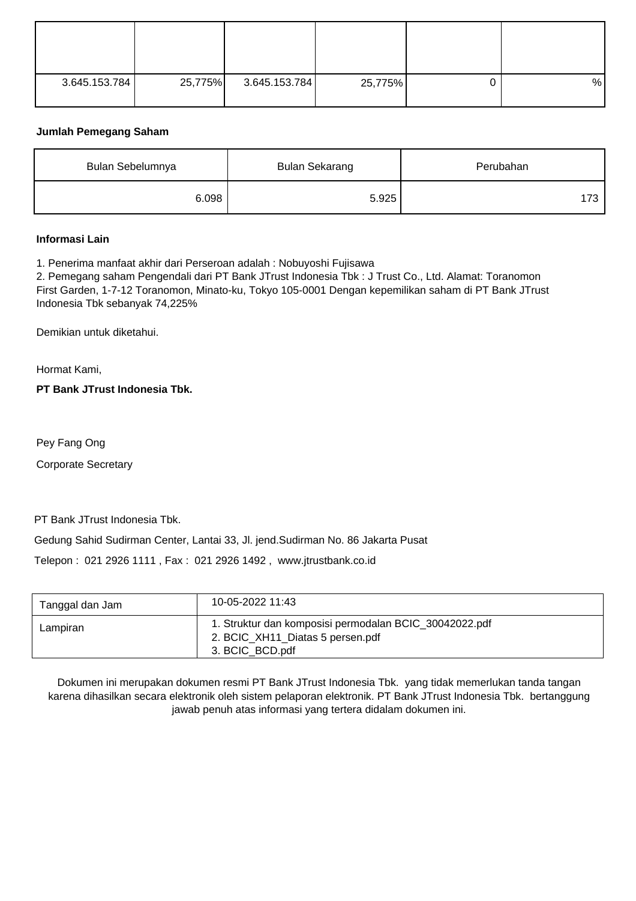|  |  |  |  |  |  |
| --- | --- | --- | --- | --- | --- |
| 3.645.153.784 | 25,775% | 3.645.153.784 | 25,775% | 0 | % |

**Jumlah Pemegang Saham**

| Bulan Sebelumnya | Bulan Sekarang | Perubahan |
| --- | --- | --- |
| 6.098 | 5.925 | 173 |

**Informasi Lain**

1. Penerima manfaat akhir dari Perseroan adalah : Nobuyoshi Fujisawa
2. Pemegang saham Pengendali dari PT Bank JTrust Indonesia Tbk : J Trust Co., Ltd. Alamat: Toranomon First Garden, 1-7-12 Toranomon, Minato-ku, Tokyo 105-0001 Dengan kepemilikan saham di PT Bank JTrust Indonesia Tbk sebanyak 74,225%

Demikian untuk diketahui.

Hormat Kami,

**PT Bank JTrust Indonesia Tbk.**

Pey Fang Ong

Corporate Secretary

PT Bank JTrust Indonesia Tbk.

Gedung Sahid Sudirman Center, Lantai 33, Jl. jend.Sudirman No. 86 Jakarta Pusat

Telepon : 021 2926 1111 , Fax : 021 2926 1492 , www.jtrustbank.co.id

| Tanggal dan Jam | 10-05-2022 11:43 |
| --- | --- |
| Lampiran | 1. Struktur dan komposisi permodalan BCIC_30042022.pdf<br>2. BCIC_XH11_Diatas 5 persen.pdf<br>3. BCIC_BCD.pdf |

Dokumen ini merupakan dokumen resmi PT Bank JTrust Indonesia Tbk. yang tidak memerlukan tanda tangan karena dihasilkan secara elektronik oleh sistem pelaporan elektronik. PT Bank JTrust Indonesia Tbk. bertanggung jawab penuh atas informasi yang tertera didalam dokumen ini.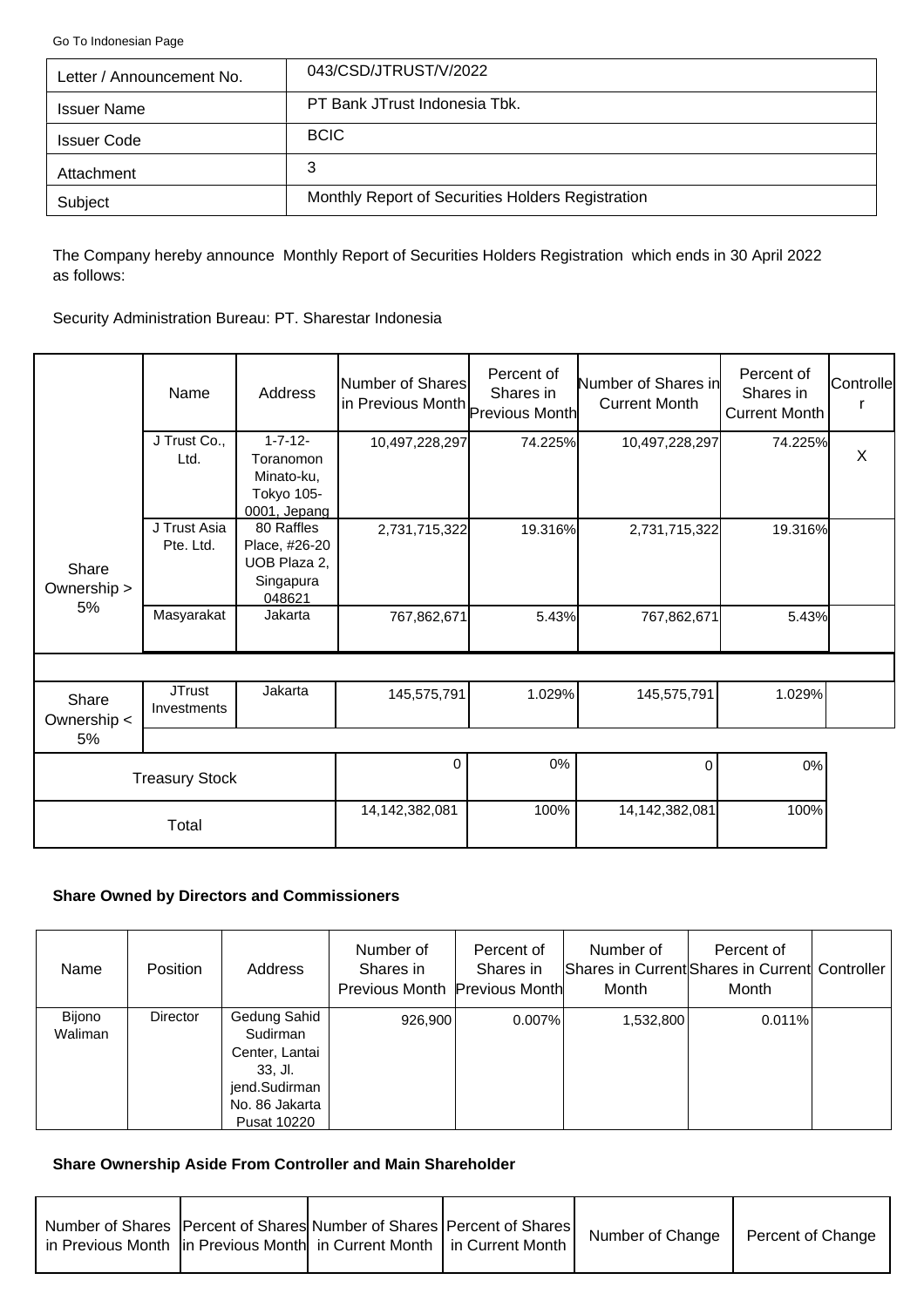Go To Indonesian Page

| Letter / Announcement No. | 043/CSD/JTRUST/V/2022 |
| --- | --- |
| Issuer Name | PT Bank JTrust Indonesia Tbk. |
| Issuer Code | BCIC |
| Attachment | 3 |
| Subject | Monthly Report of Securities Holders Registration |

The Company hereby announce Monthly Report of Securities Holders Registration which ends in 30 April 2022 as follows:

Security Administration Bureau: PT. Sharestar Indonesia

| | Name | Address | Number of Shares in Previous Month | Percent of Shares in Previous Month | Number of Shares in Current Month | Percent of Shares in Current Month | Controller |
| --- | --- | --- | --- | --- | --- | --- | --- |
| Share Ownership > 5% | J Trust Co., Ltd. | 1-7-12- Toranomon Minato-ku, Tokyo 105-0001, Jepang | 10,497,228,297 | 74.225% | 10,497,228,297 | 74.225% | X |
| | J Trust Asia Pte. Ltd. | 80 Raffles Place, #26-20 UOB Plaza 2, Singapura 048621 | 2,731,715,322 | 19.316% | 2,731,715,322 | 19.316% | |
| | Masyarakat | Jakarta | 767,862,671 | 5.43% | 767,862,671 | 5.43% | |
| Share Ownership < 5% | JTrust Investments | Jakarta | 145,575,791 | 1.029% | 145,575,791 | 1.029% | |
| Treasury Stock | | | 0 | 0% | 0 | 0% | |
| Total | | | 14,142,382,081 | 100% | 14,142,382,081 | 100% | |

**Share Owned by Directors and Commissioners**

| Name | Position | Address | Number of Shares in Previous Month | Percent of Shares in Previous Month | Number of Shares in Current Month | Percent of Shares in Current Month | Controller |
| --- | --- | --- | --- | --- | --- | --- | --- |
| Bijono Waliman | Director | Gedung Sahid Sudirman Center, Lantai 33, Jl. jend.Sudirman No. 86 Jakarta Pusat 10220 | 926,900 | 0.007% | 1,532,800 | 0.011% | |

**Share Ownership Aside From Controller and Main Shareholder**

| Number of Shares in Previous Month | Percent of Shares in Previous Month | Number of Shares in Current Month | Percent of Shares in Current Month | Number of Change | Percent of Change |
| --- | --- | --- | --- | --- | --- |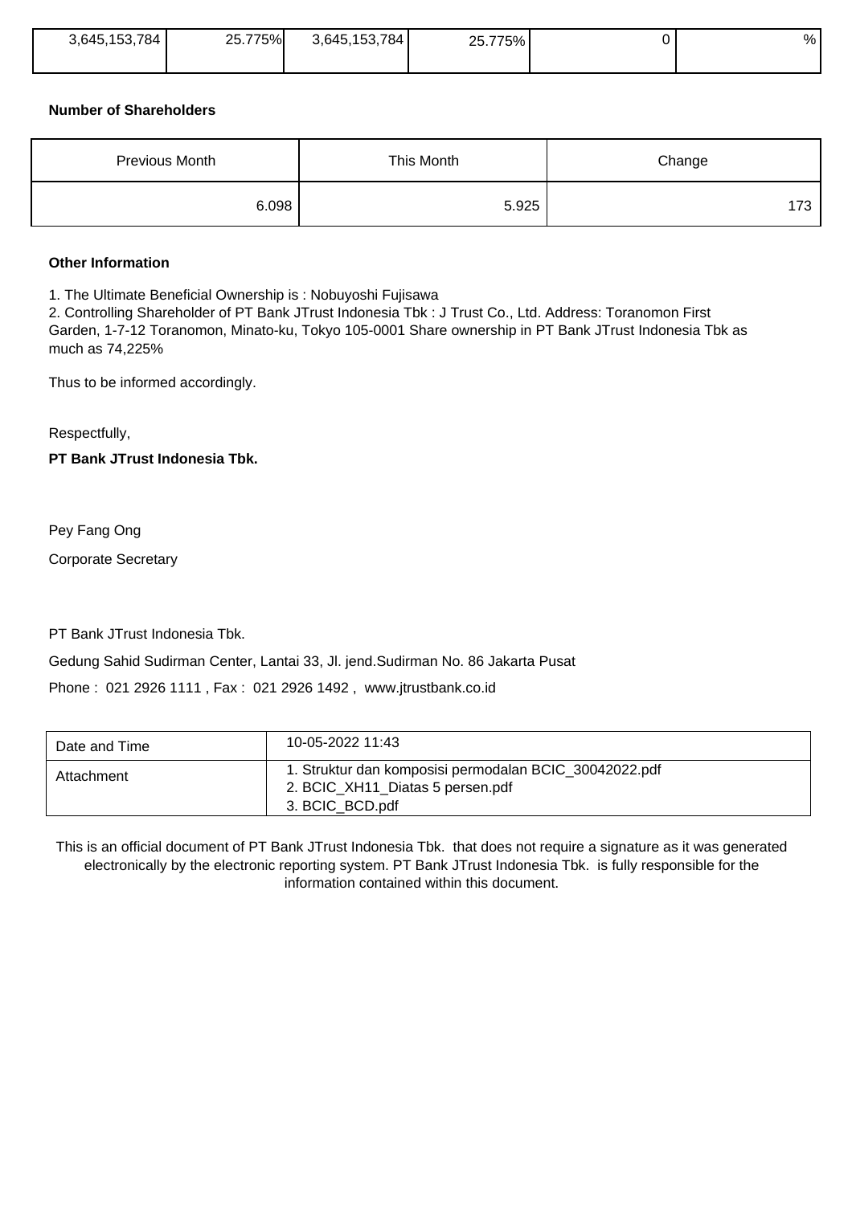| | | | | | |
|---|---|---|---|---|---|
| 3,645,153,784 | 25.775% | 3,645,153,784 | 25.775% | 0 | % |

**Number of Shareholders**

| Previous Month | This Month | Change |
|---|---|---|
| 6.098 | 5.925 | 173 |

**Other Information**

1. The Ultimate Beneficial Ownership is : Nobuyoshi Fujisawa
2. Controlling Shareholder of PT Bank JTrust Indonesia Tbk : J Trust Co., Ltd. Address: Toranomon First Garden, 1-7-12 Toranomon, Minato-ku, Tokyo 105-0001 Share ownership in PT Bank JTrust Indonesia Tbk as much as 74,225%

Thus to be informed accordingly.

Respectfully,

**PT Bank JTrust Indonesia Tbk.**

Pey Fang Ong

Corporate Secretary

PT Bank JTrust Indonesia Tbk.

Gedung Sahid Sudirman Center, Lantai 33, Jl. jend.Sudirman No. 86 Jakarta Pusat

Phone : 021 2926 1111 , Fax : 021 2926 1492 , www.jtrustbank.co.id

| | |
|---|---|
| Date and Time | 10-05-2022 11:43 |
| Attachment | 1. Struktur dan komposisi permodalan BCIC_30042022.pdf<br>2. BCIC_XH11_Diatas 5 persen.pdf<br>3. BCIC_BCD.pdf |

This is an official document of PT Bank JTrust Indonesia Tbk. that does not require a signature as it was generated electronically by the electronic reporting system. PT Bank JTrust Indonesia Tbk. is fully responsible for the information contained within this document.